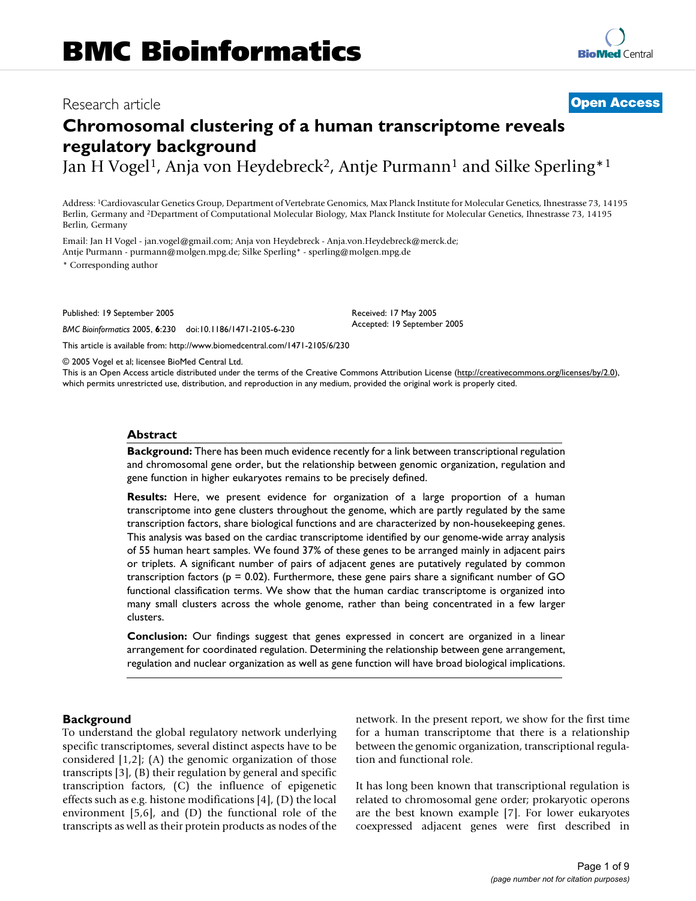# Chromosomal clustering of a human transcriptome reveals regulatory background

Research article — Open Access

Jan H Vogel[1], Anja von Heydebreck[2], Antje Purmann[1] and Silke Sperling*[1]

Address: [1]Cardiovascular Genetics Group, Department of Vertebrate Genomics, Max Planck Institute for Molecular Genetics, Ihnestrasse 73, 14195 Berlin, Germany and [2]Department of Computational Molecular Biology, Max Planck Institute for Molecular Genetics, Ihnestrasse 73, 14195 Berlin, Germany

Email: Jan H Vogel - jan.vogel@gmail.com; Anja von Heydebreck - Anja.von.Heydebreck@merck.de; Antje Purmann - purmann@molgen.mpg.de; Silke Sperling* - sperling@molgen.mpg.de

\* Corresponding author

Published: 19 September 2005

*BMC Bioinformatics* 2005, **6**:230 doi:10.1186/1471-2105-6-230

Received: 17 May 2005
Accepted: 19 September 2005

This article is available from: http://www.biomedcentral.com/1471-2105/6/230

© 2005 Vogel et al; licensee BioMed Central Ltd.
This is an Open Access article distributed under the terms of the Creative Commons Attribution License (http://creativecommons.org/licenses/by/2.0), which permits unrestricted use, distribution, and reproduction in any medium, provided the original work is properly cited.

## Abstract

**Background:** There has been much evidence recently for a link between transcriptional regulation and chromosomal gene order, but the relationship between genomic organization, regulation and gene function in higher eukaryotes remains to be precisely defined.

**Results:** Here, we present evidence for organization of a large proportion of a human transcriptome into gene clusters throughout the genome, which are partly regulated by the same transcription factors, share biological functions and are characterized by non-housekeeping genes. This analysis was based on the cardiac transcriptome identified by our genome-wide array analysis of 55 human heart samples. We found 37% of these genes to be arranged mainly in adjacent pairs or triplets. A significant number of pairs of adjacent genes are putatively regulated by common transcription factors ($p = 0.02$). Furthermore, these gene pairs share a significant number of GO functional classification terms. We show that the human cardiac transcriptome is organized into many small clusters across the whole genome, rather than being concentrated in a few larger clusters.

**Conclusion:** Our findings suggest that genes expressed in concert are organized in a linear arrangement for coordinated regulation. Determining the relationship between gene arrangement, regulation and nuclear organization as well as gene function will have broad biological implications.

## Background

To understand the global regulatory network underlying specific transcriptomes, several distinct aspects have to be considered [1,2]; (A) the genomic organization of those transcripts [3], (B) their regulation by general and specific transcription factors, (C) the influence of epigenetic effects such as e.g. histone modifications [4], (D) the local environment [5,6], and (D) the functional role of the transcripts as well as their protein products as nodes of the network. In the present report, we show for the first time for a human transcriptome that there is a relationship between the genomic organization, transcriptional regulation and functional role.

It has long been known that transcriptional regulation is related to chromosomal gene order; prokaryotic operons are the best known example [7]. For lower eukaryotes coexpressed adjacent genes were first described in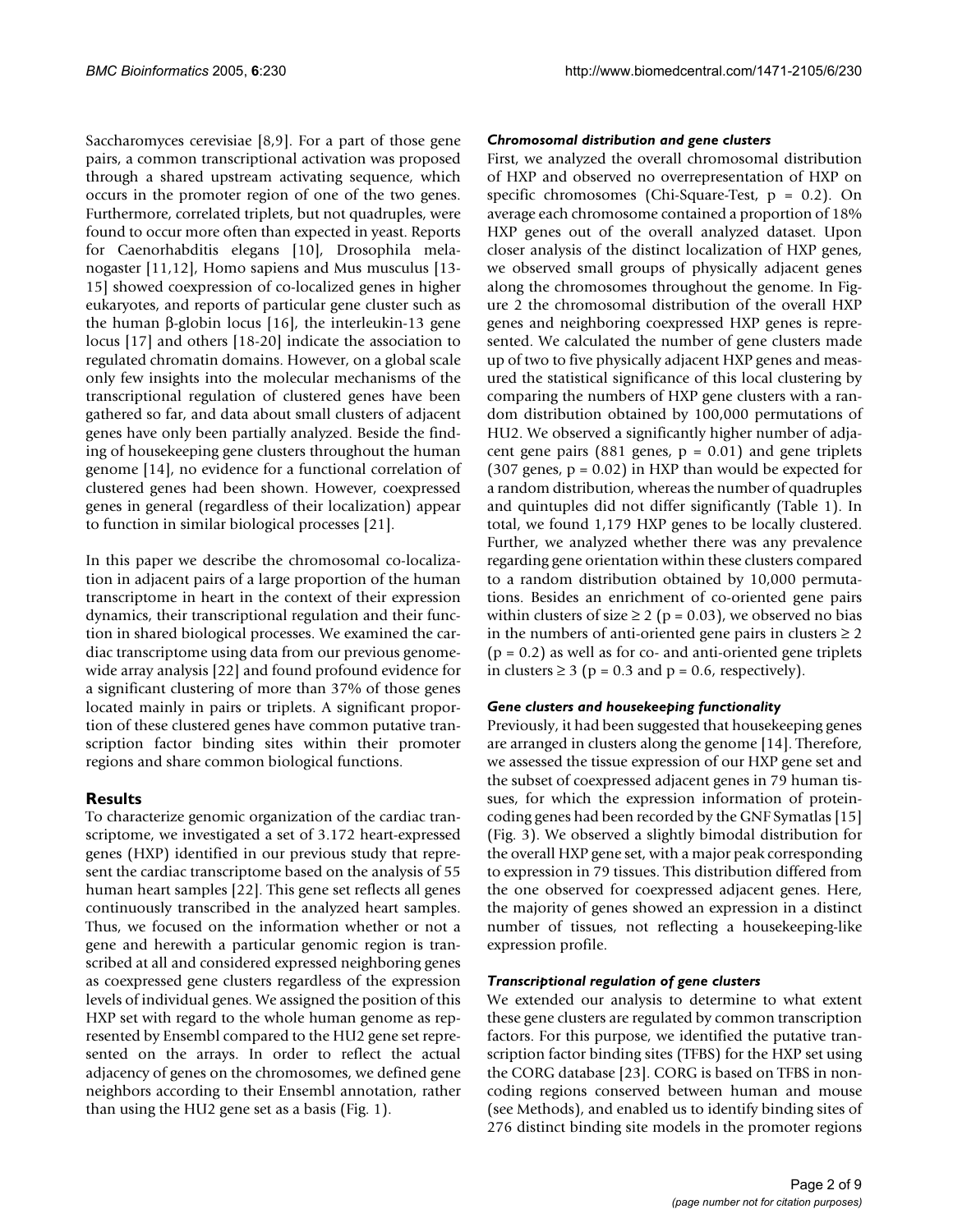Saccharomyces cerevisiae [8,9]. For a part of those gene pairs, a common transcriptional activation was proposed through a shared upstream activating sequence, which occurs in the promoter region of one of the two genes. Furthermore, correlated triplets, but not quadruples, were found to occur more often than expected in yeast. Reports for Caenorhabditis elegans [10], Drosophila melanogaster [11,12], Homo sapiens and Mus musculus [13-15] showed coexpression of co-localized genes in higher eukaryotes, and reports of particular gene cluster such as the human β-globin locus [16], the interleukin-13 gene locus [17] and others [18-20] indicate the association to regulated chromatin domains. However, on a global scale only few insights into the molecular mechanisms of the transcriptional regulation of clustered genes have been gathered so far, and data about small clusters of adjacent genes have only been partially analyzed. Beside the finding of housekeeping gene clusters throughout the human genome [14], no evidence for a functional correlation of clustered genes had been shown. However, coexpressed genes in general (regardless of their localization) appear to function in similar biological processes [21].

In this paper we describe the chromosomal co-localization in adjacent pairs of a large proportion of the human transcriptome in heart in the context of their expression dynamics, their transcriptional regulation and their function in shared biological processes. We examined the cardiac transcriptome using data from our previous genome-wide array analysis [22] and found profound evidence for a significant clustering of more than 37% of those genes located mainly in pairs or triplets. A significant proportion of these clustered genes have common putative transcription factor binding sites within their promoter regions and share common biological functions.

## Results

To characterize genomic organization of the cardiac transcriptome, we investigated a set of 3.172 heart-expressed genes (HXP) identified in our previous study that represent the cardiac transcriptome based on the analysis of 55 human heart samples [22]. This gene set reflects all genes continuously transcribed in the analyzed heart samples. Thus, we focused on the information whether or not a gene and herewith a particular genomic region is transcribed at all and considered expressed neighboring genes as coexpressed gene clusters regardless of the expression levels of individual genes. We assigned the position of this HXP set with regard to the whole human genome as represented by Ensembl compared to the HU2 gene set represented on the arrays. In order to reflect the actual adjacency of genes on the chromosomes, we defined gene neighbors according to their Ensembl annotation, rather than using the HU2 gene set as a basis (Fig. 1).

### *Chromosomal distribution and gene clusters*

First, we analyzed the overall chromosomal distribution of HXP and observed no overrepresentation of HXP on specific chromosomes (Chi-Square-Test, $p = 0.2$). On average each chromosome contained a proportion of 18% HXP genes out of the overall analyzed dataset. Upon closer analysis of the distinct localization of HXP genes, we observed small groups of physically adjacent genes along the chromosomes throughout the genome. In Figure 2 the chromosomal distribution of the overall HXP genes and neighboring coexpressed HXP genes is represented. We calculated the number of gene clusters made up of two to five physically adjacent HXP genes and measured the statistical significance of this local clustering by comparing the numbers of HXP gene clusters with a random distribution obtained by 100,000 permutations of HU2. We observed a significantly higher number of adjacent gene pairs (881 genes, $p = 0.01$) and gene triplets (307 genes, $p = 0.02$) in HXP than would be expected for a random distribution, whereas the number of quadruples and quintuples did not differ significantly (Table 1). In total, we found 1,179 HXP genes to be locally clustered. Further, we analyzed whether there was any prevalence regarding gene orientation within these clusters compared to a random distribution obtained by 10,000 permutations. Besides an enrichment of co-oriented gene pairs within clusters of size $\geq 2$ ($p = 0.03$), we observed no bias in the numbers of anti-oriented gene pairs in clusters $\geq 2$ ($p = 0.2$) as well as for co- and anti-oriented gene triplets in clusters $\geq 3$ ($p = 0.3$ and $p = 0.6$, respectively).

### *Gene clusters and housekeeping functionality*

Previously, it had been suggested that housekeeping genes are arranged in clusters along the genome [14]. Therefore, we assessed the tissue expression of our HXP gene set and the subset of coexpressed adjacent genes in 79 human tissues, for which the expression information of protein-coding genes had been recorded by the GNF Symatlas [15] (Fig. 3). We observed a slightly bimodal distribution for the overall HXP gene set, with a major peak corresponding to expression in 79 tissues. This distribution differed from the one observed for coexpressed adjacent genes. Here, the majority of genes showed an expression in a distinct number of tissues, not reflecting a housekeeping-like expression profile.

### *Transcriptional regulation of gene clusters*

We extended our analysis to determine to what extent these gene clusters are regulated by common transcription factors. For this purpose, we identified the putative transcription factor binding sites (TFBS) for the HXP set using the CORG database [23]. CORG is based on TFBS in non-coding regions conserved between human and mouse (see Methods), and enabled us to identify binding sites of 276 distinct binding site models in the promoter regions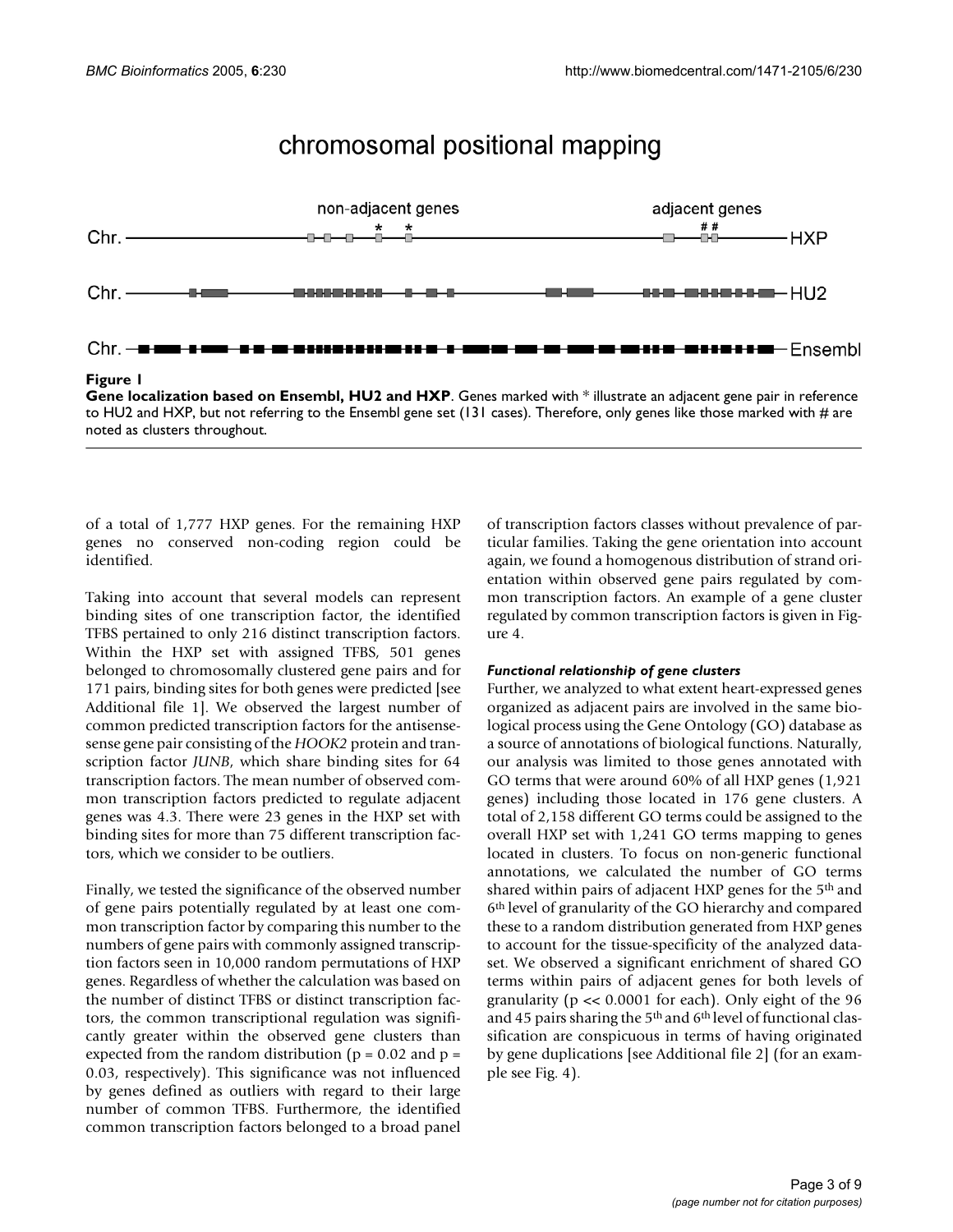**Figure 1**

**Gene localization based on Ensembl, HU2 and HXP**. Genes marked with * illustrate an adjacent gene pair in reference to HU2 and HXP, but not referring to the Ensembl gene set (131 cases). Therefore, only genes like those marked with # are noted as clusters throughout.

of a total of 1,777 HXP genes. For the remaining HXP genes no conserved non-coding region could be identified.

Taking into account that several models can represent binding sites of one transcription factor, the identified TFBS pertained to only 216 distinct transcription factors. Within the HXP set with assigned TFBS, 501 genes belonged to chromosomally clustered gene pairs and for 171 pairs, binding sites for both genes were predicted [see Additional file 1]. We observed the largest number of common predicted transcription factors for the antisense-sense gene pair consisting of the *HOOK2* protein and transcription factor *JUNB*, which share binding sites for 64 transcription factors. The mean number of observed common transcription factors predicted to regulate adjacent genes was 4.3. There were 23 genes in the HXP set with binding sites for more than 75 different transcription factors, which we consider to be outliers.

Finally, we tested the significance of the observed number of gene pairs potentially regulated by at least one common transcription factor by comparing this number to the numbers of gene pairs with commonly assigned transcription factors seen in 10,000 random permutations of HXP genes. Regardless of whether the calculation was based on the number of distinct TFBS or distinct transcription factors, the common transcriptional regulation was significantly greater within the observed gene clusters than expected from the random distribution ($p = 0.02$ and $p = 0.03$, respectively). This significance was not influenced by genes defined as outliers with regard to their large number of common TFBS. Furthermore, the identified common transcription factors belonged to a broad panel of transcription factors classes without prevalence of particular families. Taking the gene orientation into account again, we found a homogenous distribution of strand orientation within observed gene pairs regulated by common transcription factors. An example of a gene cluster regulated by common transcription factors is given in Figure 4.

### *Functional relationship of gene clusters*

Further, we analyzed to what extent heart-expressed genes organized as adjacent pairs are involved in the same biological process using the Gene Ontology (GO) database as a source of annotations of biological functions. Naturally, our analysis was limited to those genes annotated with GO terms that were around 60% of all HXP genes (1,921 genes) including those located in 176 gene clusters. A total of 2,158 different GO terms could be assigned to the overall HXP set with 1,241 GO terms mapping to genes located in clusters. To focus on non-generic functional annotations, we calculated the number of GO terms shared within pairs of adjacent HXP genes for the 5[th] and 6[th] level of granularity of the GO hierarchy and compared these to a random distribution generated from HXP genes to account for the tissue-specificity of the analyzed dataset. We observed a significant enrichment of shared GO terms within pairs of adjacent genes for both levels of granularity ($p \ll 0.0001$ for each). Only eight of the 96 and 45 pairs sharing the 5[th] and 6[th] level of functional classification are conspicuous in terms of having originated by gene duplications [see Additional file 2] (for an example see Fig. 4).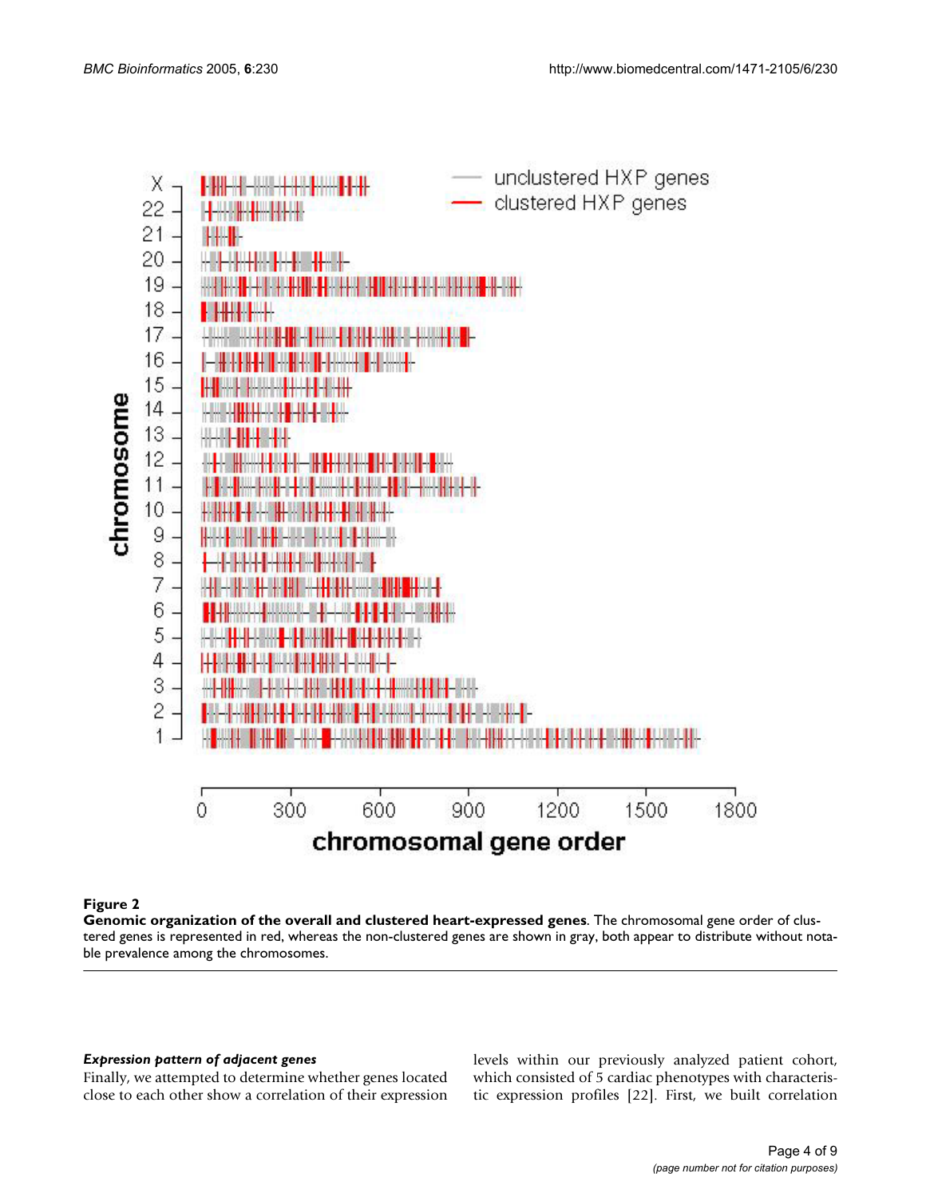**Figure 2**

**Genomic organization of the overall and clustered heart-expressed genes**. The chromosomal gene order of clustered genes is represented in red, whereas the non-clustered genes are shown in gray, both appear to distribute without notable prevalence among the chromosomes.

### *Expression pattern of adjacent genes*

Finally, we attempted to determine whether genes located close to each other show a correlation of their expression levels within our previously analyzed patient cohort, which consisted of 5 cardiac phenotypes with characteristic expression profiles [22]. First, we built correlation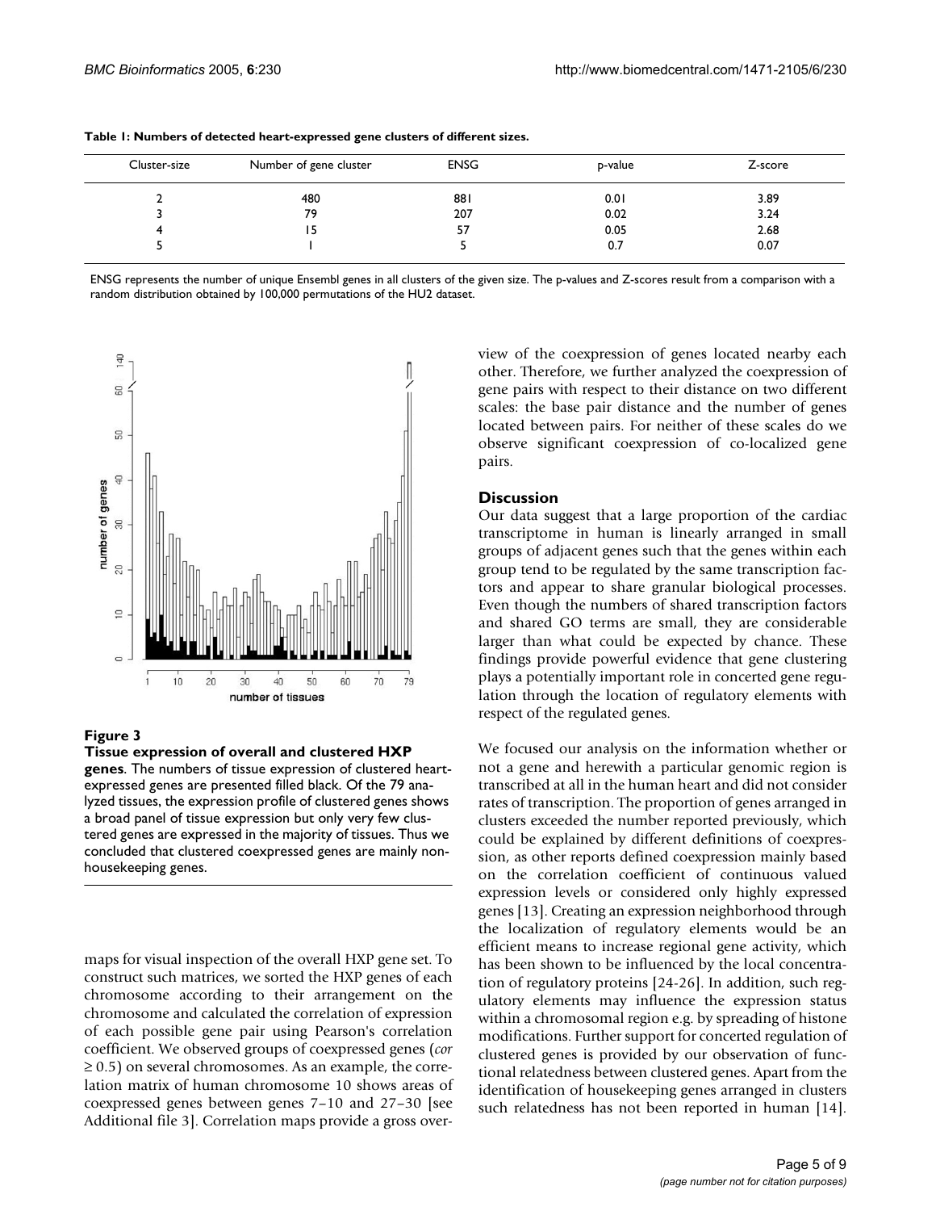**Table 1: Numbers of detected heart-expressed gene clusters of different sizes.**

| Cluster-size | Number of gene cluster | ENSG | p-value | Z-score |
|---|---|---|---|---|
| 2 | 480 | 881 | 0.01 | 3.89 |
| 3 | 79 | 207 | 0.02 | 3.24 |
| 4 | 15 | 57 | 0.05 | 2.68 |
| 5 | 1 | 5 | 0.7 | 0.07 |

ENSG represents the number of unique Ensembl genes in all clusters of the given size. The p-values and Z-scores result from a comparison with a random distribution obtained by 100,000 permutations of the HU2 dataset.

**Figure 3**

**Tissue expression of overall and clustered HXP genes**. The numbers of tissue expression of clustered heart-expressed genes are presented filled black. Of the 79 analyzed tissues, the expression profile of clustered genes shows a broad panel of tissue expression but only very few clustered genes are expressed in the majority of tissues. Thus we concluded that clustered coexpressed genes are mainly non-housekeeping genes.

maps for visual inspection of the overall HXP gene set. To construct such matrices, we sorted the HXP genes of each chromosome according to their arrangement on the chromosome and calculated the correlation of expression of each possible gene pair using Pearson's correlation coefficient. We observed groups of coexpressed genes (*cor* $\geq 0.5$) on several chromosomes. As an example, the correlation matrix of human chromosome 10 shows areas of coexpressed genes between genes 7–10 and 27–30 [see Additional file 3]. Correlation maps provide a gross overview of the coexpression of genes located nearby each other. Therefore, we further analyzed the coexpression of gene pairs with respect to their distance on two different scales: the base pair distance and the number of genes located between pairs. For neither of these scales do we observe significant coexpression of co-localized gene pairs.

## Discussion

Our data suggest that a large proportion of the cardiac transcriptome in human is linearly arranged in small groups of adjacent genes such that the genes within each group tend to be regulated by the same transcription factors and appear to share granular biological processes. Even though the numbers of shared transcription factors and shared GO terms are small, they are considerable larger than what could be expected by chance. These findings provide powerful evidence that gene clustering plays a potentially important role in concerted gene regulation through the location of regulatory elements with respect of the regulated genes.

We focused our analysis on the information whether or not a gene and herewith a particular genomic region is transcribed at all in the human heart and did not consider rates of transcription. The proportion of genes arranged in clusters exceeded the number reported previously, which could be explained by different definitions of coexpression, as other reports defined coexpression mainly based on the correlation coefficient of continuous valued expression levels or considered only highly expressed genes [13]. Creating an expression neighborhood through the localization of regulatory elements would be an efficient means to increase regional gene activity, which has been shown to be influenced by the local concentration of regulatory proteins [24-26]. In addition, such regulatory elements may influence the expression status within a chromosomal region e.g. by spreading of histone modifications. Further support for concerted regulation of clustered genes is provided by our observation of functional relatedness between clustered genes. Apart from the identification of housekeeping genes arranged in clusters such relatedness has not been reported in human [14].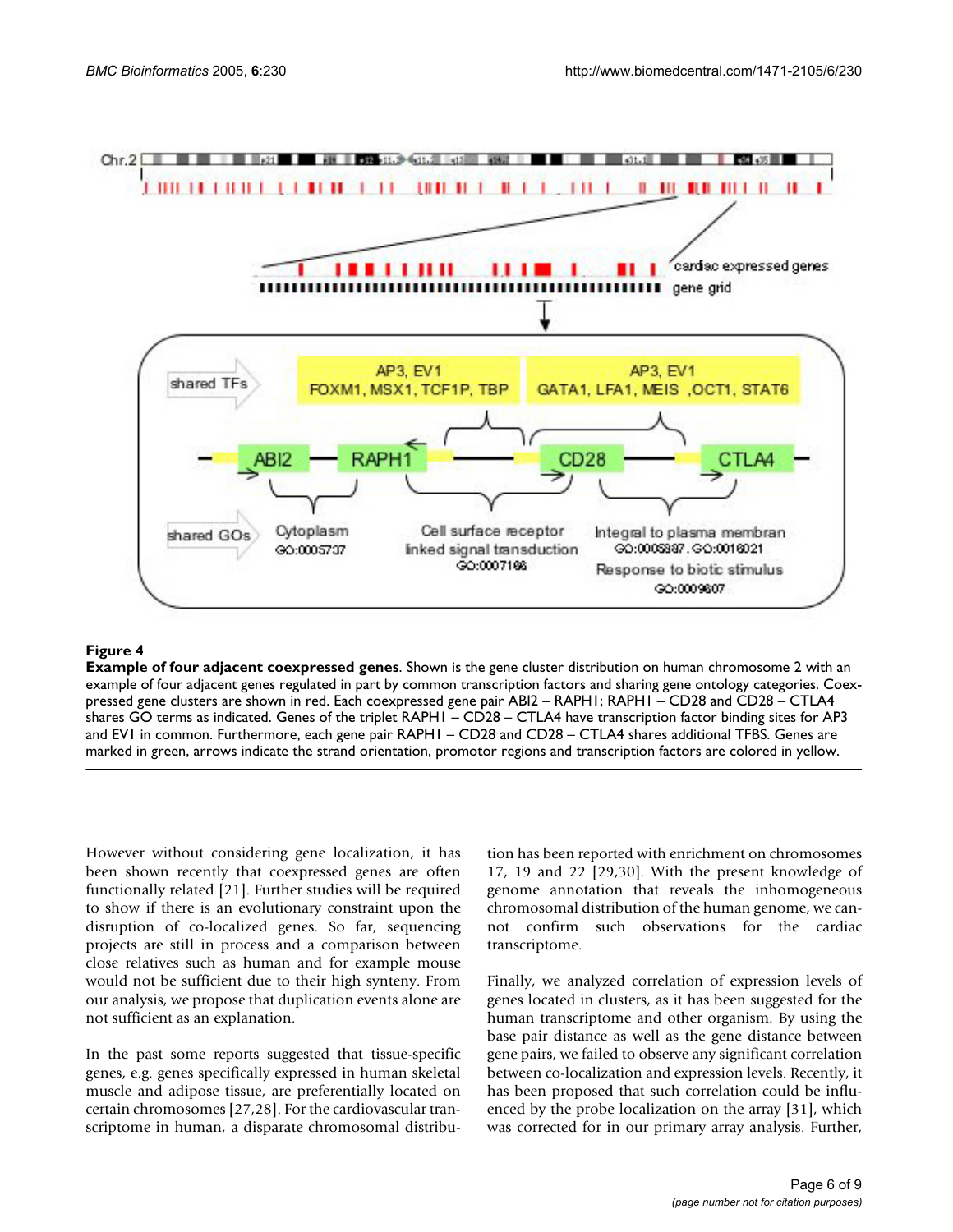**Figure 4**

**Example of four adjacent coexpressed genes**. Shown is the gene cluster distribution on human chromosome 2 with an example of four adjacent genes regulated in part by common transcription factors and sharing gene ontology categories. Coexpressed gene clusters are shown in red. Each coexpressed gene pair ABI2 – RAPH1; RAPH1 – CD28 and CD28 – CTLA4 shares GO terms as indicated. Genes of the triplet RAPH1 – CD28 – CTLA4 have transcription factor binding sites for AP3 and EV1 in common. Furthermore, each gene pair RAPH1 – CD28 and CD28 – CTLA4 shares additional TFBS. Genes are marked in green, arrows indicate the strand orientation, promotor regions and transcription factors are colored in yellow.

However without considering gene localization, it has been shown recently that coexpressed genes are often functionally related [21]. Further studies will be required to show if there is an evolutionary constraint upon the disruption of co-localized genes. So far, sequencing projects are still in process and a comparison between close relatives such as human and for example mouse would not be sufficient due to their high synteny. From our analysis, we propose that duplication events alone are not sufficient as an explanation.

In the past some reports suggested that tissue-specific genes, e.g. genes specifically expressed in human skeletal muscle and adipose tissue, are preferentially located on certain chromosomes [27,28]. For the cardiovascular transcriptome in human, a disparate chromosomal distribution has been reported with enrichment on chromosomes 17, 19 and 22 [29,30]. With the present knowledge of genome annotation that reveals the inhomogeneous chromosomal distribution of the human genome, we cannot confirm such observations for the cardiac transcriptome.

Finally, we analyzed correlation of expression levels of genes located in clusters, as it has been suggested for the human transcriptome and other organism. By using the base pair distance as well as the gene distance between gene pairs, we failed to observe any significant correlation between co-localization and expression levels. Recently, it has been proposed that such correlation could be influenced by the probe localization on the array [31], which was corrected for in our primary array analysis. Further,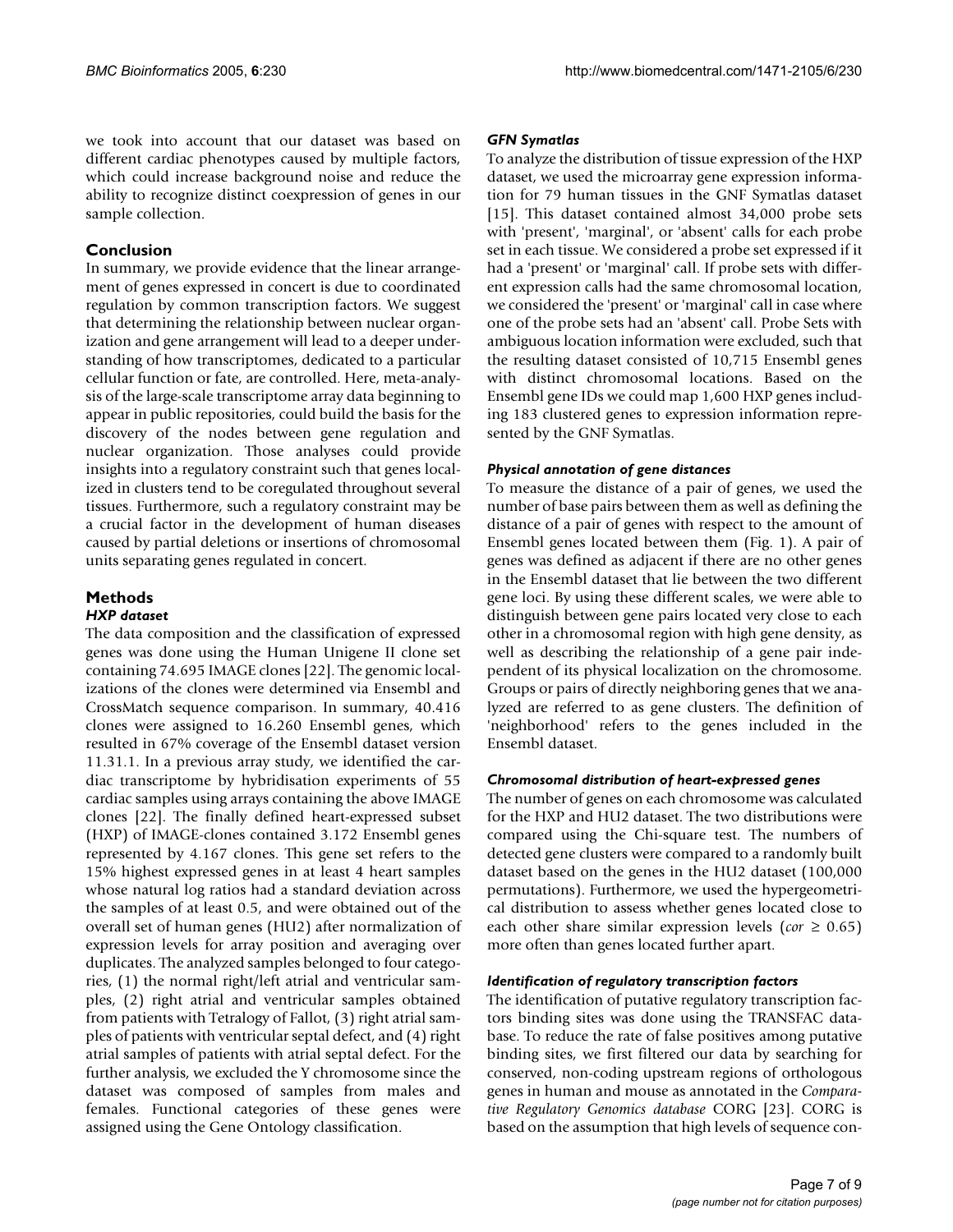we took into account that our dataset was based on different cardiac phenotypes caused by multiple factors, which could increase background noise and reduce the ability to recognize distinct coexpression of genes in our sample collection.

## Conclusion

In summary, we provide evidence that the linear arrangement of genes expressed in concert is due to coordinated regulation by common transcription factors. We suggest that determining the relationship between nuclear organization and gene arrangement will lead to a deeper understanding of how transcriptomes, dedicated to a particular cellular function or fate, are controlled. Here, meta-analysis of the large-scale transcriptome array data beginning to appear in public repositories, could build the basis for the discovery of the nodes between gene regulation and nuclear organization. Those analyses could provide insights into a regulatory constraint such that genes localized in clusters tend to be coregulated throughout several tissues. Furthermore, such a regulatory constraint may be a crucial factor in the development of human diseases caused by partial deletions or insertions of chromosomal units separating genes regulated in concert.

## Methods

### HXP dataset

The data composition and the classification of expressed genes was done using the Human Unigene II clone set containing 74.695 IMAGE clones [22]. The genomic localizations of the clones were determined via Ensembl and CrossMatch sequence comparison. In summary, 40.416 clones were assigned to 16.260 Ensembl genes, which resulted in 67% coverage of the Ensembl dataset version 11.31.1. In a previous array study, we identified the cardiac transcriptome by hybridisation experiments of 55 cardiac samples using arrays containing the above IMAGE clones [22]. The finally defined heart-expressed subset (HXP) of IMAGE-clones contained 3.172 Ensembl genes represented by 4.167 clones. This gene set refers to the 15% highest expressed genes in at least 4 heart samples whose natural log ratios had a standard deviation across the samples of at least 0.5, and were obtained out of the overall set of human genes (HU2) after normalization of expression levels for array position and averaging over duplicates. The analyzed samples belonged to four categories, (1) the normal right/left atrial and ventricular samples, (2) right atrial and ventricular samples obtained from patients with Tetralogy of Fallot, (3) right atrial samples of patients with ventricular septal defect, and (4) right atrial samples of patients with atrial septal defect. For the further analysis, we excluded the Y chromosome since the dataset was composed of samples from males and females. Functional categories of these genes were assigned using the Gene Ontology classification.

### GFN Symatlas

To analyze the distribution of tissue expression of the HXP dataset, we used the microarray gene expression information for 79 human tissues in the GNF Symatlas dataset [15]. This dataset contained almost 34,000 probe sets with 'present', 'marginal', or 'absent' calls for each probe set in each tissue. We considered a probe set expressed if it had a 'present' or 'marginal' call. If probe sets with different expression calls had the same chromosomal location, we considered the 'present' or 'marginal' call in case where one of the probe sets had an 'absent' call. Probe Sets with ambiguous location information were excluded, such that the resulting dataset consisted of 10,715 Ensembl genes with distinct chromosomal locations. Based on the Ensembl gene IDs we could map 1,600 HXP genes including 183 clustered genes to expression information represented by the GNF Symatlas.

### Physical annotation of gene distances

To measure the distance of a pair of genes, we used the number of base pairs between them as well as defining the distance of a pair of genes with respect to the amount of Ensembl genes located between them (Fig. 1). A pair of genes was defined as adjacent if there are no other genes in the Ensembl dataset that lie between the two different gene loci. By using these different scales, we were able to distinguish between gene pairs located very close to each other in a chromosomal region with high gene density, as well as describing the relationship of a gene pair independent of its physical localization on the chromosome. Groups or pairs of directly neighboring genes that we analyzed are referred to as gene clusters. The definition of 'neighborhood' refers to the genes included in the Ensembl dataset.

### Chromosomal distribution of heart-expressed genes

The number of genes on each chromosome was calculated for the HXP and HU2 dataset. The two distributions were compared using the Chi-square test. The numbers of detected gene clusters were compared to a randomly built dataset based on the genes in the HU2 dataset (100,000 permutations). Furthermore, we used the hypergeometrical distribution to assess whether genes located close to each other share similar expression levels ($cor \geq 0.65$) more often than genes located further apart.

### Identification of regulatory transcription factors

The identification of putative regulatory transcription factors binding sites was done using the TRANSFAC database. To reduce the rate of false positives among putative binding sites, we first filtered our data by searching for conserved, non-coding upstream regions of orthologous genes in human and mouse as annotated in the *Comparative Regulatory Genomics database* CORG [23]. CORG is based on the assumption that high levels of sequence con-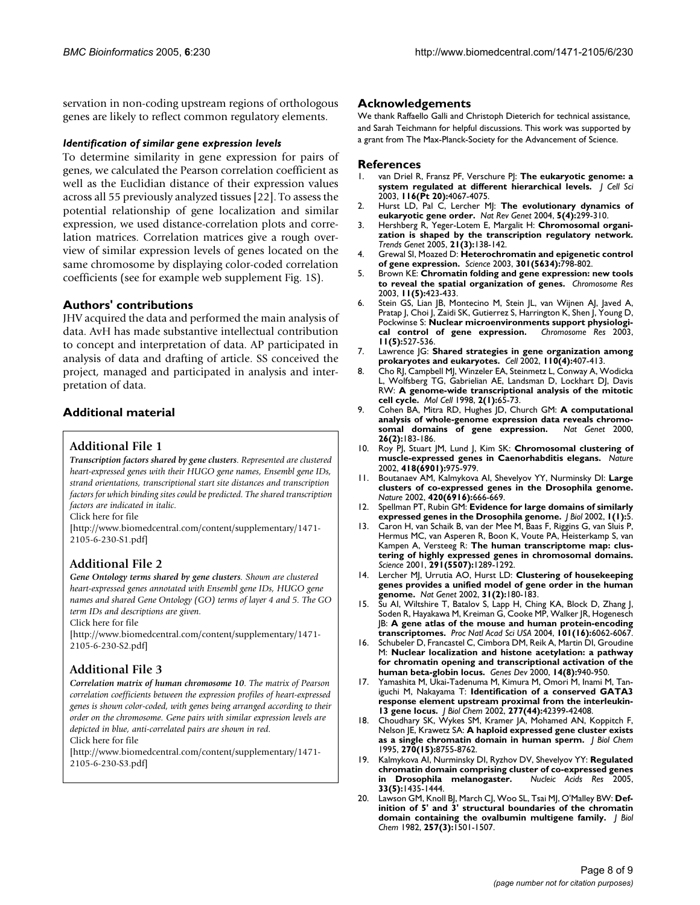servation in non-coding upstream regions of orthologous genes are likely to reflect common regulatory elements.

#### *Identification of similar gene expression levels*

To determine similarity in gene expression for pairs of genes, we calculated the Pearson correlation coefficient as well as the Euclidian distance of their expression values across all 55 previously analyzed tissues [22]. To assess the potential relationship of gene localization and similar expression, we used distance-correlation plots and correlation matrices. Correlation matrices give a rough overview of similar expression levels of genes located on the same chromosome by displaying color-coded correlation coefficients (see for example web supplement Fig. 1S).

## Authors' contributions

JHV acquired the data and performed the main analysis of data. AvH has made substantive intellectual contribution to concept and interpretation of data. AP participated in analysis of data and drafting of article. SS conceived the project, managed and participated in analysis and interpretation of data.

## Additional material

### Additional File 1

*Transcription factors shared by gene clusters. Represented are clustered heart-expressed genes with their HUGO gene names, Ensembl gene IDs, strand orientations, transcriptional start site distances and transcription factors for which binding sites could be predicted. The shared transcription factors are indicated in italic.*
Click here for file
[http://www.biomedcentral.com/content/supplementary/1471-2105-6-230-S1.pdf]

### Additional File 2

*Gene Ontology terms shared by gene clusters. Shown are clustered heart-expressed genes annotated with Ensembl gene IDs, HUGO gene names and shared Gene Ontology (GO) terms of layer 4 and 5. The GO term IDs and descriptions are given.*
Click here for file
[http://www.biomedcentral.com/content/supplementary/1471-2105-6-230-S2.pdf]

### Additional File 3

*Correlation matrix of human chromosome 10. The matrix of Pearson correlation coefficients between the expression profiles of heart-expressed genes is shown color-coded, with genes being arranged according to their order on the chromosome. Gene pairs with similar expression levels are depicted in blue, anti-correlated pairs are shown in red.*
Click here for file
[http://www.biomedcentral.com/content/supplementary/1471-2105-6-230-S3.pdf]

## Acknowledgements

We thank Raffaello Galli and Christoph Dieterich for technical assistance, and Sarah Teichmann for helpful discussions. This work was supported by a grant from The Max-Planck-Society for the Advancement of Science.

## References

1. van Driel R, Fransz PF, Verschure PJ: **The eukaryotic genome: a system regulated at different hierarchical levels.** *J Cell Sci* 2003, **116(Pt 20):**4067-4075.
2. Hurst LD, Pal C, Lercher MJ: **The evolutionary dynamics of eukaryotic gene order.** *Nat Rev Genet* 2004, **5(4):**299-310.
3. Hershberg R, Yeger-Lotem E, Margalit H: **Chromosomal organization is shaped by the transcription regulatory network.** *Trends Genet* 2005, **21(3):**138-142.
4. Grewal SI, Moazed D: **Heterochromatin and epigenetic control of gene expression.** *Science* 2003, **301(5634):**798-802.
5. Brown KE: **Chromatin folding and gene expression: new tools to reveal the spatial organization of genes.** *Chromosome Res* 2003, **11(5):**423-433.
6. Stein GS, Lian JB, Montecino M, Stein JL, van Wijnen AJ, Javed A, Pratap J, Choi J, Zaidi SK, Gutierrez S, Harrington K, Shen J, Young D, Pockwinse S: **Nuclear microenvironments support physiological control of gene expression.** *Chromosome Res* 2003, **11(5):**527-536.
7. Lawrence JG: **Shared strategies in gene organization among prokaryotes and eukaryotes.** *Cell* 2002, **110(4):**407-413.
8. Cho RJ, Campbell MJ, Winzeler EA, Steinmetz L, Conway A, Wodicka L, Wolfsberg TG, Gabrielian AE, Landsman D, Lockhart DJ, Davis RW: **A genome-wide transcriptional analysis of the mitotic cell cycle.** *Mol Cell* 1998, **2(1):**65-73.
9. Cohen BA, Mitra RD, Hughes JD, Church GM: **A computational analysis of whole-genome expression data reveals chromosomal domains of gene expression.** *Nat Genet* 2000, **26(2):**183-186.
10. Roy PJ, Stuart JM, Lund J, Kim SK: **Chromosomal clustering of muscle-expressed genes in Caenorhabditis elegans.** *Nature* 2002, **418(6901):**975-979.
11. Boutanaev AM, Kalmykova AI, Shevelyov YY, Nurminsky DI: **Large clusters of co-expressed genes in the Drosophila genome.** *Nature* 2002, **420(6916):**666-669.
12. Spellman PT, Rubin GM: **Evidence for large domains of similarly expressed genes in the Drosophila genome.** *J Biol* 2002, **1(1):**5.
13. Caron H, van Schaik B, van der Mee M, Baas F, Riggins G, van Sluis P, Hermus MC, van Asperen R, Boon K, Voute PA, Heisterkamp S, van Kampen A, Versteeg R: **The human transcriptome map: clustering of highly expressed genes in chromosomal domains.** *Science* 2001, **291(5507):**1289-1292.
14. Lercher MJ, Urrutia AO, Hurst LD: **Clustering of housekeeping genes provides a unified model of gene order in the human genome.** *Nat Genet* 2002, **31(2):**180-183.
15. Su AI, Wiltshire T, Batalov S, Lapp H, Ching KA, Block D, Zhang J, Soden R, Hayakawa M, Kreiman G, Cooke MP, Walker JR, Hogenesch JB: **A gene atlas of the mouse and human protein-encoding transcriptomes.** *Proc Natl Acad Sci USA* 2004, **101(16):**6062-6067.
16. Schubeler D, Francastel C, Cimbora DM, Reik A, Martin DI, Groudine M: **Nuclear localization and histone acetylation: a pathway for chromatin opening and transcriptional activation of the human beta-globin locus.** *Genes Dev* 2000, **14(8):**940-950.
17. Yamashita M, Ukai-Tadenuma M, Kimura M, Omori M, Inami M, Taniguchi M, Nakayama T: **Identification of a conserved GATA3 response element upstream proximal from the interleukin-13 gene locus.** *J Biol Chem* 2002, **277(44):**42399-42408.
18. Choudhary SK, Wykes SM, Kramer JA, Mohamed AN, Koppitch F, Nelson JE, Krawetz SA: **A haploid expressed gene cluster exists as a single chromatin domain in human sperm.** *J Biol Chem* 1995, **270(15):**8755-8762.
19. Kalmykova AI, Nurminsky DI, Ryzhov DV, Shevelyov YY: **Regulated chromatin domain comprising cluster of co-expressed genes in Drosophila melanogaster.** *Nucleic Acids Res* 2005, **33(5):**1435-1444.
20. Lawson GM, Knoll BJ, March CJ, Woo SL, Tsai MJ, O'Malley BW: **Definition of 5' and 3' structural boundaries of the chromatin domain containing the ovalbumin multigene family.** *J Biol Chem* 1982, **257(3):**1501-1507.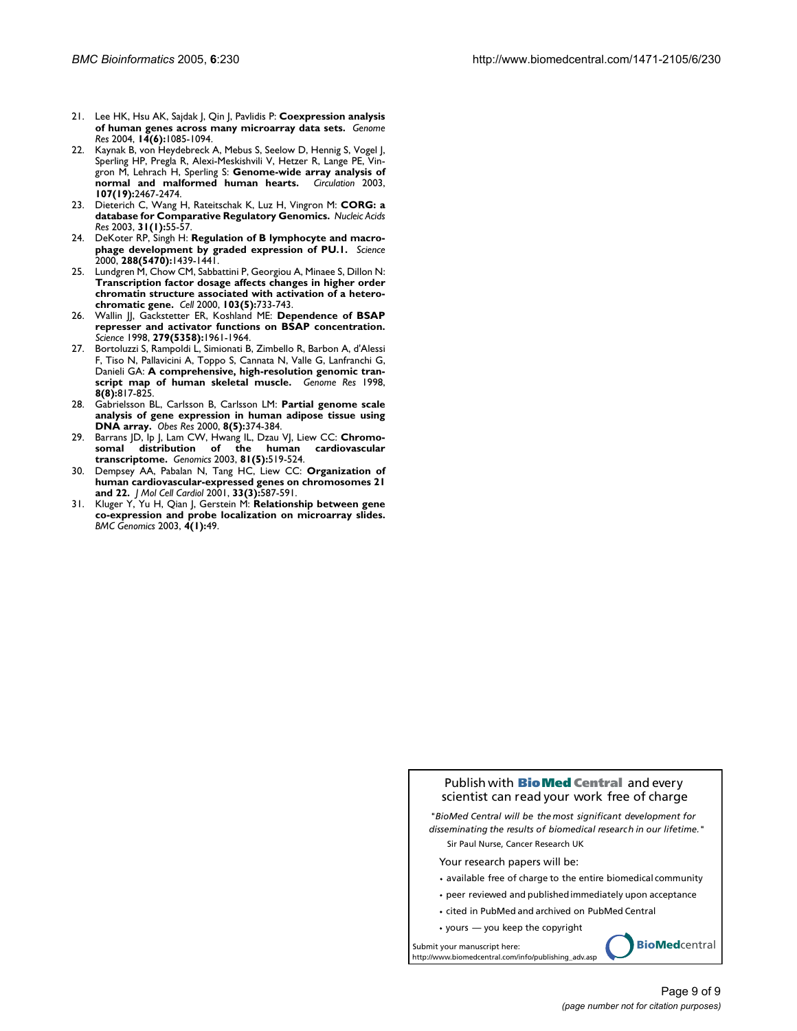21. Lee HK, Hsu AK, Sajdak J, Qin J, Pavlidis P: **Coexpression analysis of human genes across many microarray data sets.** *Genome Res* 2004, **14(6):**1085-1094.
22. Kaynak B, von Heydebreck A, Mebus S, Seelow D, Hennig S, Vogel J, Sperling HP, Pregla R, Alexi-Meskishvili V, Hetzer R, Lange PE, Vingron M, Lehrach H, Sperling S: **Genome-wide array analysis of normal and malformed human hearts.** *Circulation* 2003, **107(19):**2467-2474.
23. Dieterich C, Wang H, Rateitschak K, Luz H, Vingron M: **CORG: a database for Comparative Regulatory Genomics.** *Nucleic Acids Res* 2003, **31(1):**55-57.
24. DeKoter RP, Singh H: **Regulation of B lymphocyte and macrophage development by graded expression of PU.1.** *Science* 2000, **288(5470):**1439-1441.
25. Lundgren M, Chow CM, Sabbattini P, Georgiou A, Minaee S, Dillon N: **Transcription factor dosage affects changes in higher order chromatin structure associated with activation of a heterochromatic gene.** *Cell* 2000, **103(5):**733-743.
26. Wallin JJ, Gackstetter ER, Koshland ME: **Dependence of BSAP represser and activator functions on BSAP concentration.** *Science* 1998, **279(5358):**1961-1964.
27. Bortoluzzi S, Rampoldi L, Simionati B, Zimbello R, Barbon A, d'Alessi F, Tiso N, Pallavicini A, Toppo S, Cannata N, Valle G, Lanfranchi G, Danieli GA: **A comprehensive, high-resolution genomic transcript map of human skeletal muscle.** *Genome Res* 1998, **8(8):**817-825.
28. Gabrielsson BL, Carlsson B, Carlsson LM: **Partial genome scale analysis of gene expression in human adipose tissue using DNA array.** *Obes Res* 2000, **8(5):**374-384.
29. Barrans JD, Ip J, Lam CW, Hwang IL, Dzau VJ, Liew CC: **Chromosomal distribution of the human cardiovascular transcriptome.** *Genomics* 2003, **81(5):**519-524.
30. Dempsey AA, Pabalan N, Tang HC, Liew CC: **Organization of human cardiovascular-expressed genes on chromosomes 21 and 22.** *J Mol Cell Cardiol* 2001, **33(3):**587-591.
31. Kluger Y, Yu H, Qian J, Gerstein M: **Relationship between gene co-expression and probe localization on microarray slides.** *BMC Genomics* 2003, **4(1):**49.

Publish with **BioMed Central** and every scientist can read your work free of charge

*"BioMed Central will be the most significant development for disseminating the results of biomedical research in our lifetime."*

Sir Paul Nurse, Cancer Research UK

Your research papers will be:

- available free of charge to the entire biomedical community
- peer reviewed and published immediately upon acceptance
- cited in PubMed and archived on PubMed Central
- yours — you keep the copyright

Submit your manuscript here:
http://www.biomedcentral.com/info/publishing_adv.asp

**BioMed**central